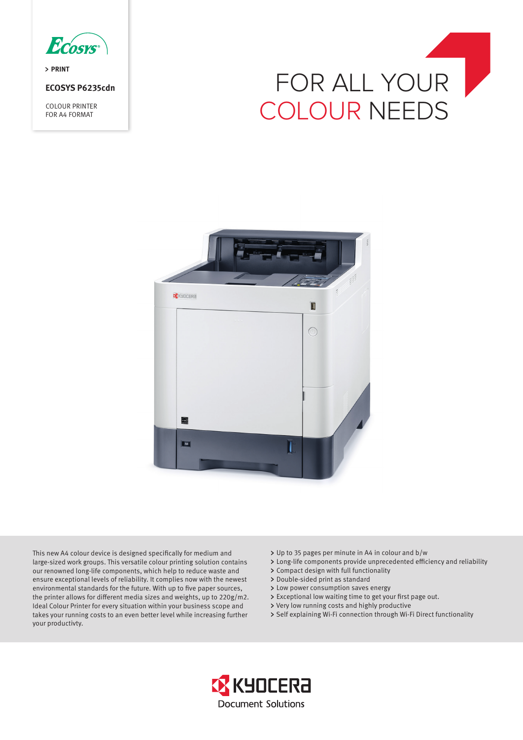Ecosys

> PRINT

**ECOSYS P6235cdn**

COLOUR PRINTER
FOR A4 FORMAT

# FOR ALL YOUR COLOUR NEEDS

This new A4 colour device is designed specifically for medium and large-sized work groups. This versatile colour printing solution contains our renowned long-life components, which help to reduce waste and ensure exceptional levels of reliability. It complies now with the newest environmental standards for the future. With up to five paper sources, the printer allows for different media sizes and weights, up to 220g/m2. Ideal Colour Printer for every situation within your business scope and takes your running costs to an even better level while increasing further your productivty.

- Up to 35 pages per minute in A4 in colour and b/w
- Long-life components provide unprecedented efficiency and reliability
- Compact design with full functionality
- Double-sided print as standard
- Low power consumption saves energy
- Exceptional low waiting time to get your first page out.
- Very low running costs and highly productive
- Self explaining Wi-Fi connection through Wi-Fi Direct functionality

KYOCERA Document Solutions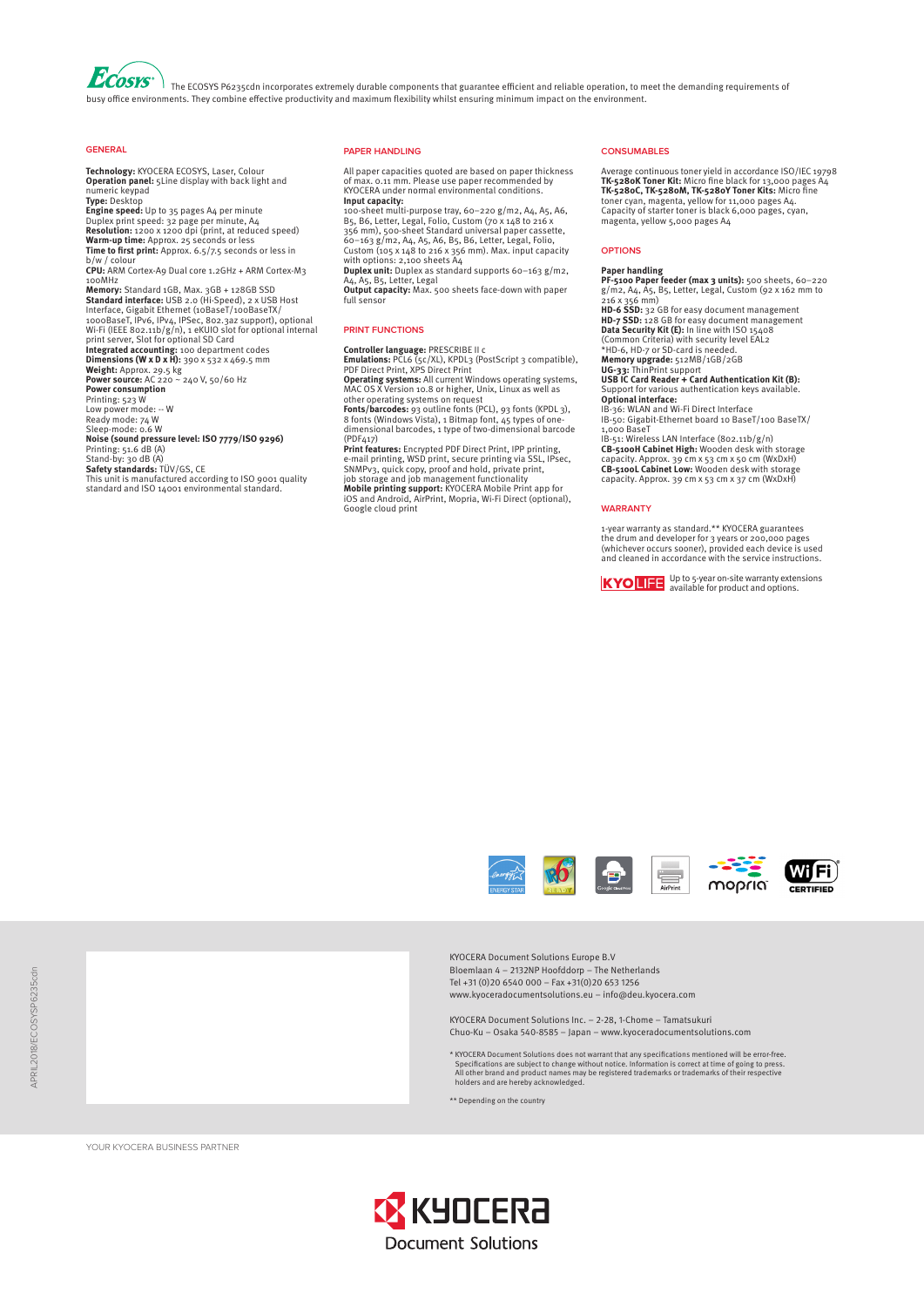ECOSYS The ECOSYS P6235cdn incorporates extremely durable components that guarantee efficient and reliable operation, to meet the demanding requirements of busy office environments. They combine effective productivity and maximum flexibility whilst ensuring minimum impact on the environment.

## GENERAL

**Technology:** KYOCERA ECOSYS, Laser, Colour
**Operation panel:** 5Line display with back light and numeric keypad
**Type:** Desktop
**Engine speed:** Up to 35 pages A4 per minute
Duplex print speed: 32 page per minute, A4
**Resolution:** 1200 x 1200 dpi (print, at reduced speed)
**Warm-up time:** Approx. 25 seconds or less
**Time to first print:** Approx. 6.5/7.5 seconds or less in b/w / colour
**CPU:** ARM Cortex-A9 Dual core 1.2GHz + ARM Cortex-M3 100MHz
**Memory:** Standard 1GB, Max. 3GB + 128GB SSD
**Standard interface:** USB 2.0 (Hi-Speed), 2 x USB Host Interface, Gigabit Ethernet (10BaseT/100BaseTX/1000BaseT, IPv6, IPv4, IPSec, 802.3az support), optional Wi-Fi (IEEE 802.11b/g/n), 1 eKUIO slot for optional internal print server, Slot for optional SD Card
**Integrated accounting:** 100 department codes
**Dimensions (W x D x H):** 390 x 532 x 469.5 mm
**Weight:** Approx. 29.5 kg
**Power source:** AC 220 ~ 240 V, 50/60 Hz
**Power consumption**
Printing: 523 W
Low power mode: -- W
Ready mode: 74 W
Sleep-mode: 0.6 W
**Noise (sound pressure level: ISO 7779/ISO 9296)**
Printing: 51.6 dB (A)
Stand-by: 30 dB (A)
**Safety standards:** TÜV/GS, CE
This unit is manufactured according to ISO 9001 quality standard and ISO 14001 environmental standard.

## PAPER HANDLING

All paper capacities quoted are based on paper thickness of max. 0.11 mm. Please use paper recommended by KYOCERA under normal environmental conditions.
**Input capacity:**
100-sheet multi-purpose tray, 60–220 g/m2, A4, A5, A6, B5, B6, Letter, Legal, Folio, Custom (70 x 148 to 216 x 356 mm), 500-sheet Standard universal paper cassette, 60–163 g/m2, A4, A5, A6, B5, B6, Letter, Legal, Folio, Custom (105 x 148 to 216 x 356 mm). Max. input capacity with options: 2,100 sheets A4
**Duplex unit:** Duplex as standard supports 60–163 g/m2, A4, A5, B5, Letter, Legal
**Output capacity:** Max. 500 sheets face-down with paper full sensor

## PRINT FUNCTIONS

**Controller language:** PRESCRIBE II c
**Emulations:** PCL6 (5c/XL), KPDL3 (PostScript 3 compatible), PDF Direct Print, XPS Direct Print
**Operating systems:** All current Windows operating systems, MAC OS X Version 10.8 or higher, Unix, Linux as well as other operating systems on request
**Fonts/barcodes:** 93 outline fonts (PCL), 93 fonts (KPDL 3), 8 fonts (Windows Vista), 1 Bitmap font, 45 types of one-dimensional barcodes, 1 type of two-dimensional barcode (PDF417)
**Print features:** Encrypted PDF Direct Print, IPP printing, e-mail printing, WSD print, secure printing via SSL, IPSec, SNMPv3, quick copy, proof and hold, private print, job storage and job management functionality
**Mobile printing support:** KYOCERA Mobile Print app for iOS and Android, AirPrint, Mopria, Wi-Fi Direct (optional), Google cloud print

## CONSUMABLES

Average continuous toner yield in accordance ISO/IEC 19798
**TK-5280K Toner Kit:** Micro fine black for 13,000 pages A4
**TK-5280C, TK-5280M, TK-5280Y Toner Kits:** Micro fine toner cyan, magenta, yellow for 11,000 pages A4.
Capacity of starter toner is black 6,000 pages, cyan, magenta, yellow 5,000 pages A4

## OPTIONS

**Paper handling**
**PF-5100 Paper feeder (max 3 units):** 500 sheets, 60–220 g/m2, A4, A5, B5, Letter, Legal, Custom (92 x 162 mm to 216 x 356 mm)
**HD-6 SSD:** 32 GB for easy document management
**HD-7 SSD:** 128 GB for easy document management
**Data Security Kit (E):** In line with ISO 15408 (Common Criteria) with security level EAL2
*HD-6, HD-7 or SD-card is needed.
**Memory upgrade:** 512MB/1GB/2GB
**UG-33:** ThinPrint support
**USB IC Card Reader + Card Authentication Kit (B):** Support for various authentication keys available.
**Optional interface:**
IB-36: WLAN and Wi-Fi Direct Interface
IB-50: Gigabit-Ethernet board 10 BaseT/100 BaseTX/1,000 BaseT
IB-51: Wireless LAN Interface (802.11b/g/n)
**CB-5100H Cabinet High:** Wooden desk with storage capacity. Approx. 39 cm x 53 cm x 50 cm (WxDxH)
**CB-5100L Cabinet Low:** Wooden desk with storage capacity. Approx. 39 cm x 53 cm x 37 cm (WxDxH)

## WARRANTY

1-year warranty as standard.** KYOCERA guarantees the drum and developer for 3 years or 200,000 pages (whichever occurs sooner), provided each device is used and cleaned in accordance with the service instructions.

KYOLIFE Up to 5-year on-site warranty extensions available for product and options.

KYOCERA Document Solutions Europe B.V
Bloemlaan 4 – 2132NP Hoofddorp – The Netherlands
Tel +31 (0)20 6540 000 – Fax +31(0)20 653 1256
www.kyoceradocumentsolutions.eu – info@deu.kyocera.com

KYOCERA Document Solutions Inc. – 2-28, 1-Chome – Tamatsukuri
Chuo-Ku – Osaka 540-8585 – Japan – www.kyoceradocumentsolutions.com

* KYOCERA Document Solutions does not warrant that any specifications mentioned will be error-free. Specifications are subject to change without notice. Information is correct at time of going to press. All other brand and product names may be registered trademarks or trademarks of their respective holders and are hereby acknowledged.

** Depending on the country

APRIL2018/ECOSYSP6235cdn

YOUR KYOCERA BUSINESS PARTNER

KYOCERA Document Solutions